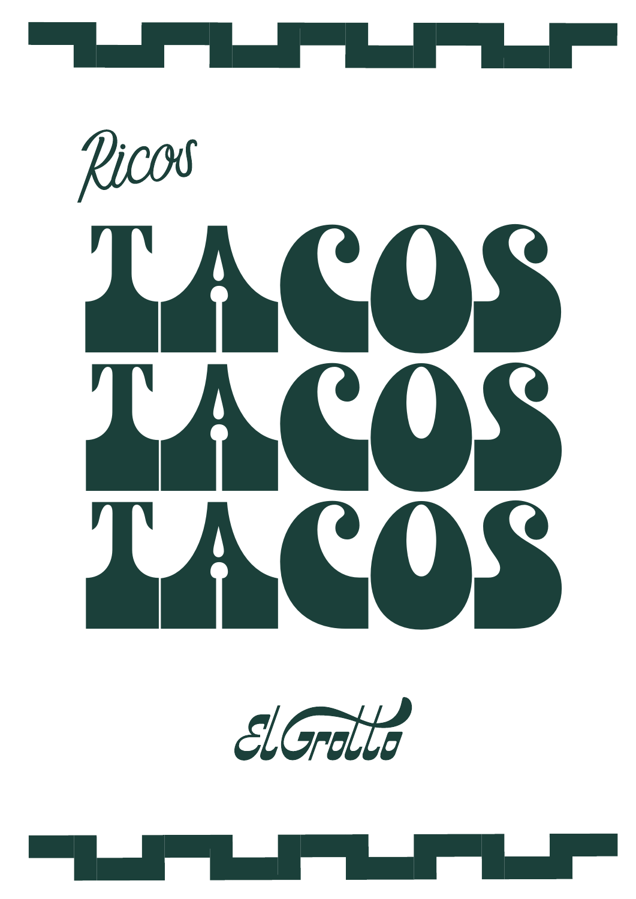*Ricos*

# TACOS
# TACOS
# TACOS

*El Grotto*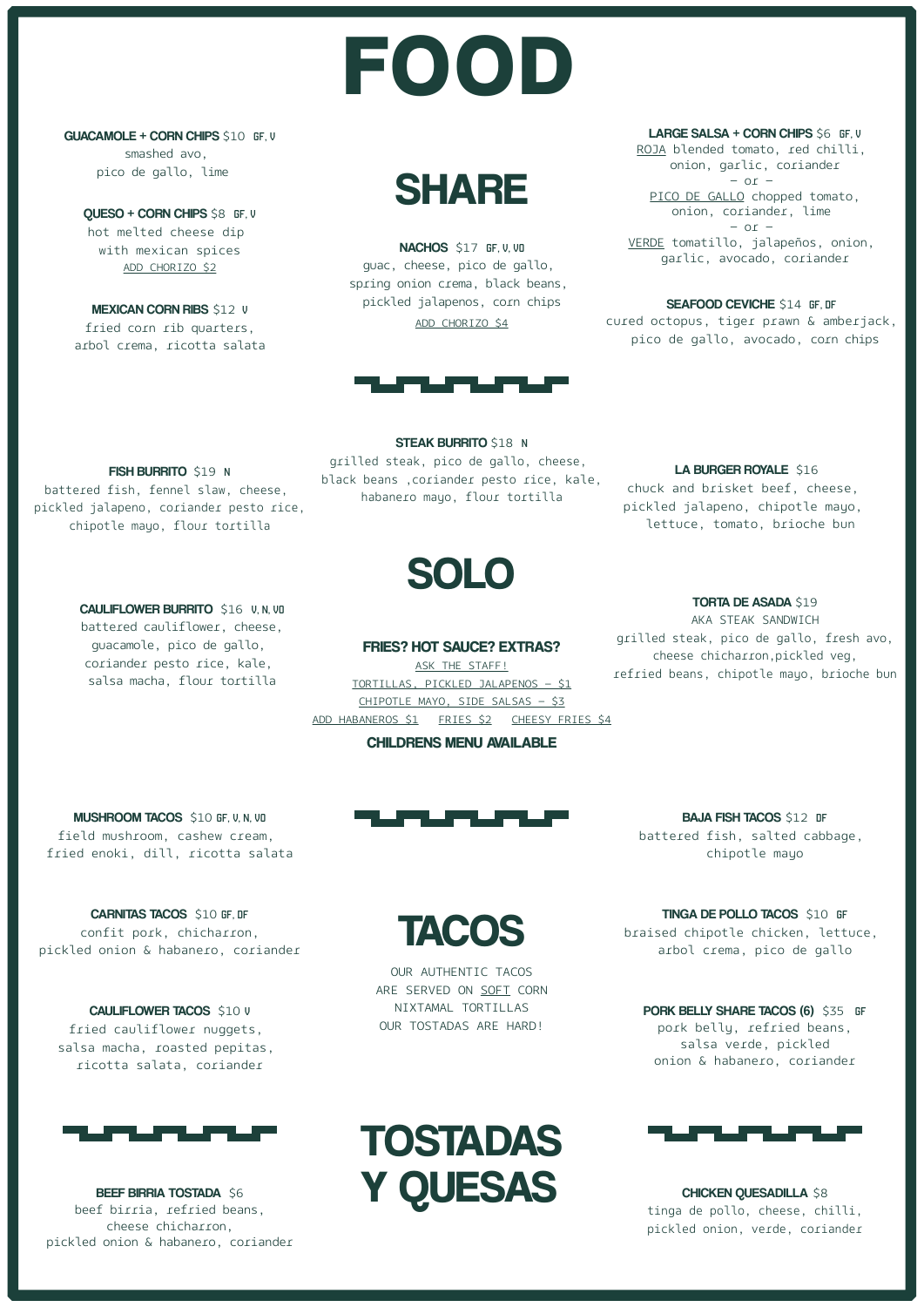# FOOD

## SHARE

**GUACAMOLE + CORN CHIPS** $10 GF, V
smashed avo,
pico de gallo, lime

**QUESO + CORN CHIPS** $8 GF, V
hot melted cheese dip
with mexican spices
ADD CHORIZO $2

**MEXICAN CORN RIBS** $12 V
fried corn rib quarters,
arbol crema, ricotta salata

**NACHOS** $17 GF, V, VO
guac, cheese, pico de gallo,
spring onion crema, black beans,
pickled jalapenos, corn chips
ADD CHORIZO $4

**LARGE SALSA + CORN CHIPS** $6 GF, V
ROJA blended tomato, red chilli,
onion, garlic, coriander
– or –
PICO DE GALLO chopped tomato,
onion, coriander, lime
– or –
VERDE tomatillo, jalapeños, onion,
garlic, avocado, coriander

**SEAFOOD CEVICHE** $14 GF, DF
cured octopus, tiger prawn & amberjack,
pico de gallo, avocado, corn chips

## SOLO

**FISH BURRITO** $19 N
battered fish, fennel slaw, cheese,
pickled jalapeno, coriander pesto rice,
chipotle mayo, flour tortilla

**STEAK BURRITO** $18 N
grilled steak, pico de gallo, cheese,
black beans ,coriander pesto rice, kale,
habanero mayo, flour tortilla

**LA BURGER ROYALE** $16
chuck and brisket beef, cheese,
pickled jalapeno, chipotle mayo,
lettuce, tomato, brioche bun

**CAULIFLOWER BURRITO** $16 V, N, VO
battered cauliflower, cheese,
guacamole, pico de gallo,
coriander pesto rice, kale,
salsa macha, flour tortilla

**FRIES? HOT SAUCE? EXTRAS?**
ASK THE STAFF!
TORTILLAS, PICKLED JALAPENOS – $1
CHIPOTLE MAYO, SIDE SALSAS – $3
ADD HABANEROS $1   FRIES $2   CHEESY FRIES $4

**CHILDRENS MENU AVAILABLE**

**TORTA DE ASADA** $19
AKA STEAK SANDWICH
grilled steak, pico de gallo, fresh avo,
cheese chicharron,pickled veg,
refried beans, chipotle mayo, brioche bun

## TACOS

OUR AUTHENTIC TACOS
ARE SERVED ON SOFT CORN
NIXTAMAL TORTILLAS
OUR TOSTADAS ARE HARD!

**MUSHROOM TACOS** $10 GF, V, N, VO
field mushroom, cashew cream,
fried enoki, dill, ricotta salata

**CARNITAS TACOS** $10 GF, DF
confit pork, chicharon,
pickled onion & habanero, coriander

**CAULIFLOWER TACOS** $10 V
fried cauliflower nuggets,
salsa macha, roasted pepitas,
ricotta salata, coriander

**BAJA FISH TACOS** $12 DF
battered fish, salted cabbage,
chipotle mayo

**TINGA DE POLLO TACOS** $10 GF
braised chipotle chicken, lettuce,
arbol crema, pico de gallo

**PORK BELLY SHARE TACOS (6)** $35 GF
pork belly, refried beans,
salsa verde, pickled
onion & habanero, coriander

## TOSTADAS Y QUESAS

**BEEF BIRRIA TOSTADA** $6
beef birria, refried beans,
cheese chicharron,
pickled onion & habanero, coriander

**CHICKEN QUESADILLA** $8
tinga de pollo, cheese, chilli,
pickled onion, verde, coriander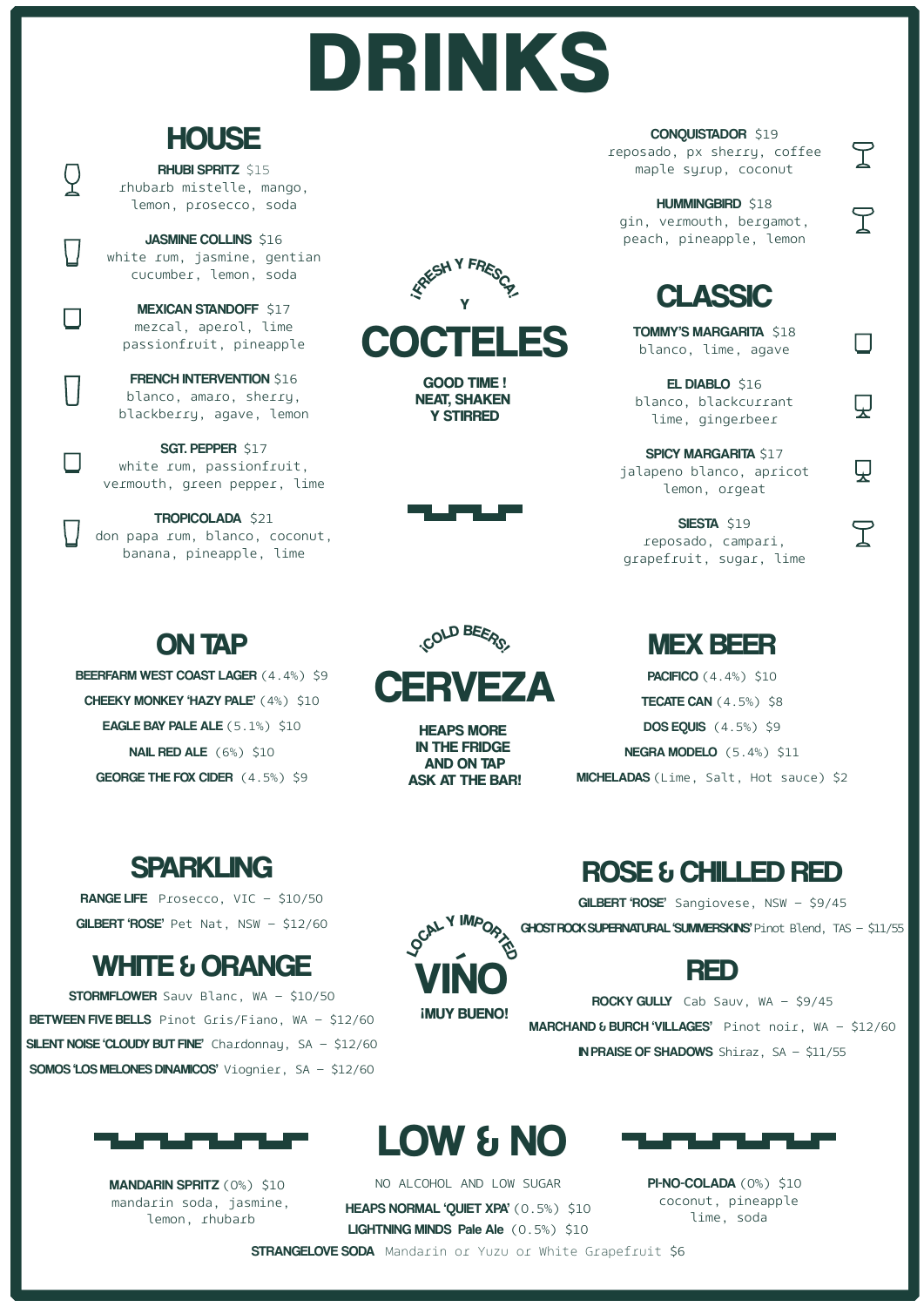# DRINKS

## HOUSE

**RHUBI SPRITZ** $15
rhubarb mistelle, mango, lemon, prosecco, soda

**JASMINE COLLINS** $16
white rum, jasmine, gentian cucumber, lemon, soda

**MEXICAN STANDOFF** $17
mezcal, aperol, lime passionfruit, pineapple

**FRENCH INTERVENTION** $16
blanco, amaro, sherry, blackberry, agave, lemon

**SGT. PEPPER** $17
white rum, passionfruit, vermouth, green pepper, lime

**TROPICOLADA** $21
don papa rum, blanco, coconut, banana, pineapple, lime

¡FRESH Y FRESCA!
Y

## COCTELES

**GOOD TIME ! NEAT, SHAKEN Y STIRRED**

**CONQUISTADOR** $19
reposado, px sherry, coffee maple syrup, coconut

**HUMMINGBIRD** $18
gin, vermouth, bergamot, peach, pineapple, lemon

## CLASSIC

**TOMMY'S MARGARITA** $18
blanco, lime, agave

**EL DIABLO** $16
blanco, blackcurrant lime, gingerbeer

**SPICY MARGARITA** $17
jalapeno blanco, apricot lemon, orgeat

**SIESTA** $19
reposado, campari, grapefruit, sugar, lime

## ON TAP

**BEERFARM WEST COAST LAGER** (4.4%) $9
**CHEEKY MONKEY 'HAZY PALE'** (4%) $10
**EAGLE BAY PALE ALE** (5.1%) $10
**NAIL RED ALE** (6%) $10
**GEORGE THE FOX CIDER** (4.5%) $9

¡COLD BEERS!

## CERVEZA

**HEAPS MORE IN THE FRIDGE AND ON TAP ASK AT THE BAR!**

## MEX BEER

**PACIFICO** (4.4%) $10
**TECATE CAN** (4.5%) $8
**DOS EQUIS** (4.5%) $9
**NEGRA MODELO** (5.4%) $11
**MICHELADAS** (Lime, Salt, Hot sauce) $2

## SPARKLING

**RANGE LIFE** Prosecco, VIC – $10/50
**GILBERT 'ROSE'** Pet Nat, NSW – $12/60

## WHITE & ORANGE

**STORMFLOWER** Sauv Blanc, WA – $10/50
**BETWEEN FIVE BELLS** Pinot Gris/Fiano, WA – $12/60
**SILENT NOISE 'CLOUDY BUT FINE'** Chardonnay, SA – $12/60
**SOMOS 'LOS MELONES DINAMICOS'** Viognier, SA – $12/60

LOCAL Y IMPORTED

## VÍNO

**¡MUY BUENO!**

## ROSE & CHILLED RED

**GILBERT 'ROSE'** Sangiovese, NSW – $9/45
**GHOST ROCK SUPERNATURAL 'SUMMERSKINS'** Pinot Blend, TAS – $11/55

## RED

**ROCKY GULLY** Cab Sauv, WA – $9/45
**MARCHAND & BURCH 'VILLAGES'** Pinot noir, WA – $12/60
**IN PRAISE OF SHADOWS** Shiraz, SA – $11/55

## LOW & NO

NO ALCOHOL AND LOW SUGAR

**MANDARIN SPRITZ** (0%) $10
mandarin soda, jasmine, lemon, rhubarb

**HEAPS NORMAL 'QUIET XPA'** (0.5%) $10
**LIGHTNING MINDS Pale Ale** (0.5%) $10

**PI-NO-COLADA** (0%) $10
coconut, pineapple lime, soda

**STRANGELOVE SODA** Mandarin or Yuzu or White Grapefruit $6